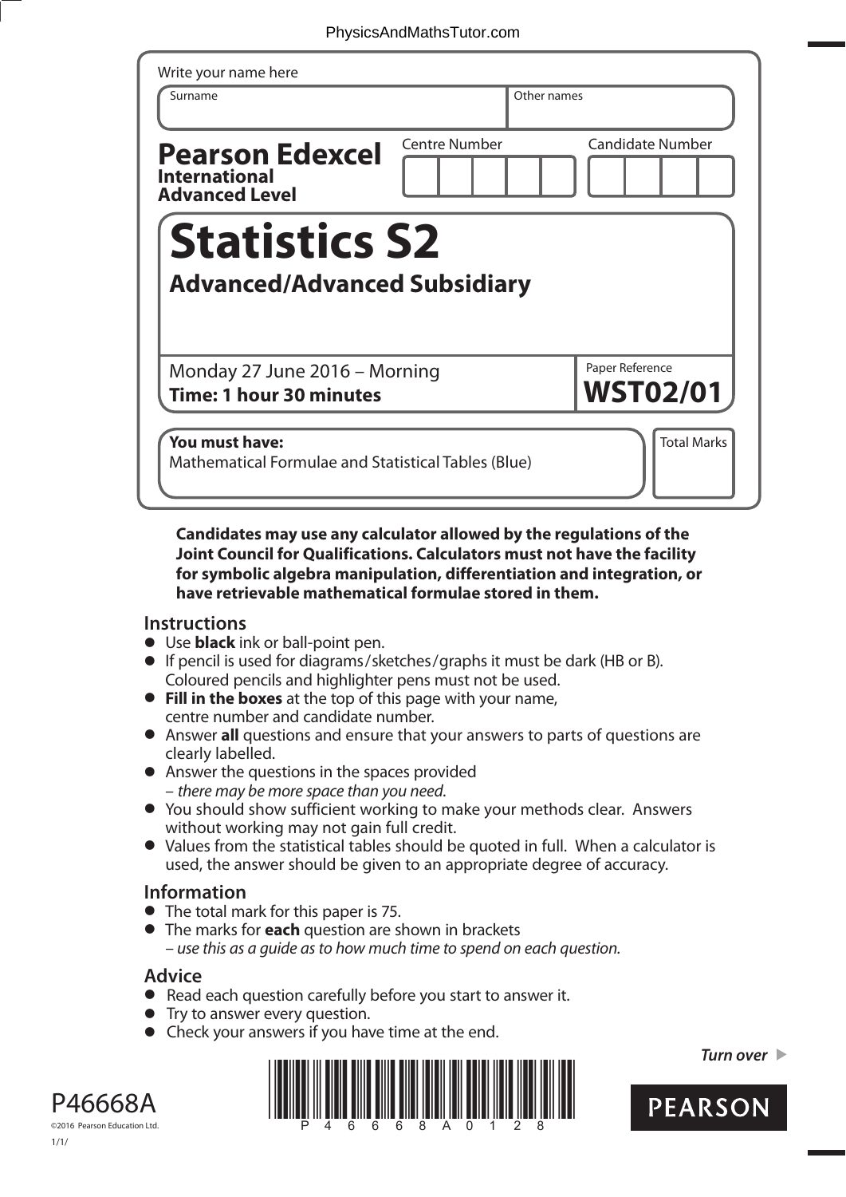Write your name here

| Surname | Other names |
|---|---|
| | |

**Pearson Edexcel**
**International Advanced Level**

| Centre Number | Candidate Number |
|---|---|
| | |

# Statistics S2

## Advanced/Advanced Subsidiary

Monday 27 June 2016 – Morning
**Time: 1 hour 30 minutes**

Paper Reference
**WST02/01**

**You must have:**
Mathematical Formulae and Statistical Tables (Blue)

Total Marks

**Candidates may use any calculator allowed by the regulations of the Joint Council for Qualifications. Calculators must not have the facility for symbolic algebra manipulation, differentiation and integration, or have retrievable mathematical formulae stored in them.**

## Instructions

- Use **black** ink or ball-point pen.
- If pencil is used for diagrams/sketches/graphs it must be dark (HB or B). Coloured pencils and highlighter pens must not be used.
- **Fill in the boxes** at the top of this page with your name, centre number and candidate number.
- Answer **all** questions and ensure that your answers to parts of questions are clearly labelled.
- Answer the questions in the spaces provided
  – *there may be more space than you need.*
- You should show sufficient working to make your methods clear. Answers without working may not gain full credit.
- Values from the statistical tables should be quoted in full. When a calculator is used, the answer should be given to an appropriate degree of accuracy.

## Information

- The total mark for this paper is 75.
- The marks for **each** question are shown in brackets
  – *use this as a guide as to how much time to spend on each question.*

## Advice

- Read each question carefully before you start to answer it.
- Try to answer every question.
- Check your answers if you have time at the end.

*Turn over*

P46668A
©2016 Pearson Education Ltd.
1/1/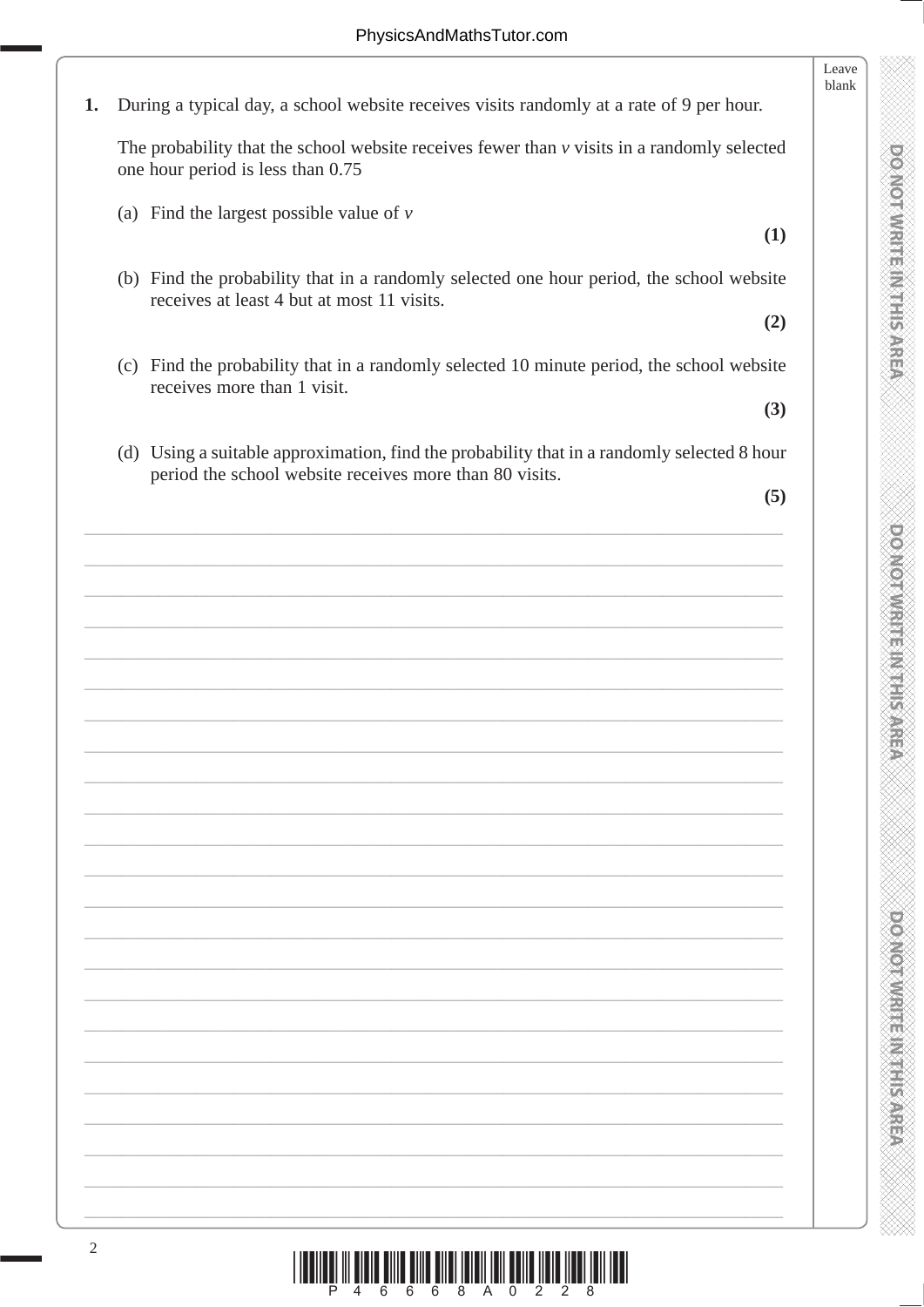**1.** During a typical day, a school website receives visits randomly at a rate of 9 per hour.

The probability that the school website receives fewer than $v$ visits in a randomly selected one hour period is less than 0.75

(a) Find the largest possible value of $v$ **(1)**

(b) Find the probability that in a randomly selected one hour period, the school website receives at least 4 but at most 11 visits. **(2)**

(c) Find the probability that in a randomly selected 10 minute period, the school website receives more than 1 visit. **(3)**

(d) Using a suitable approximation, find the probability that in a randomly selected 8 hour period the school website receives more than 80 visits. **(5)**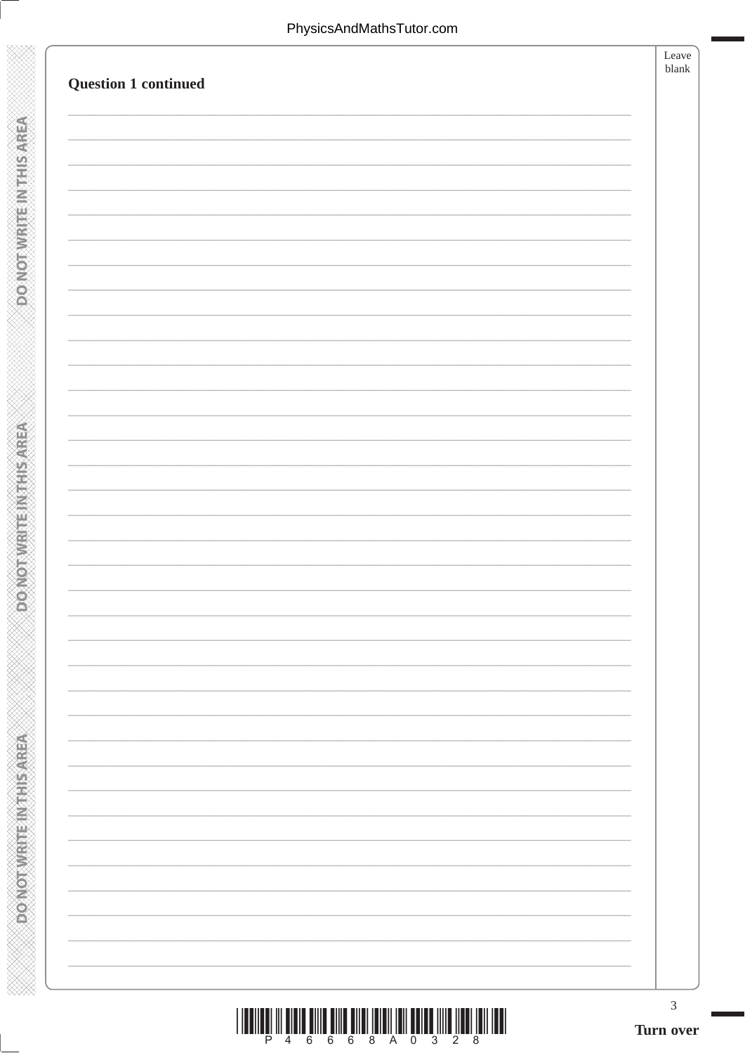**Question 1 continued**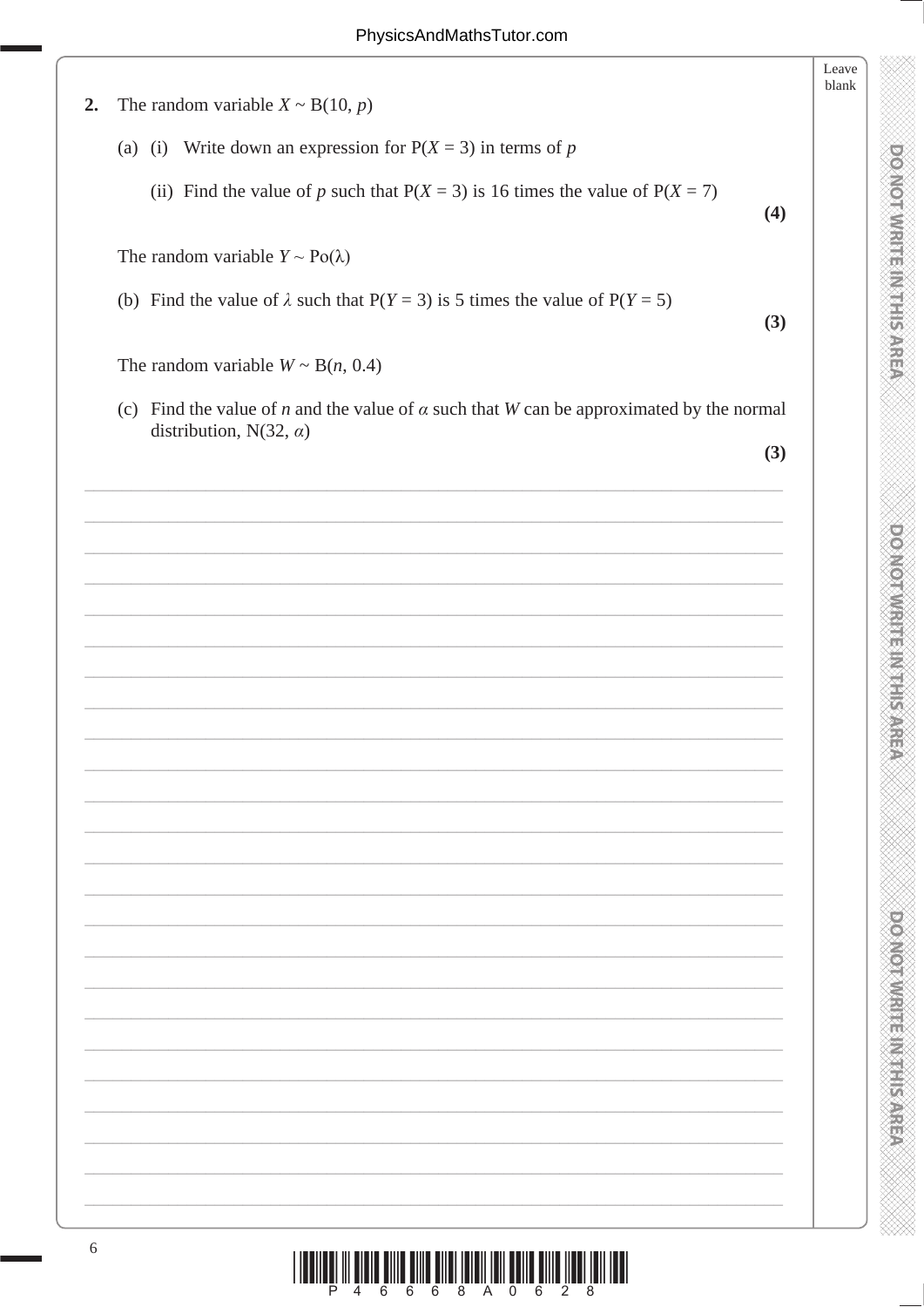**2.** The random variable $X \sim \mathrm{B}(10, p)$

(a) (i) Write down an expression for $\mathrm{P}(X = 3)$ in terms of $p$

(ii) Find the value of $p$ such that $\mathrm{P}(X = 3)$ is 16 times the value of $\mathrm{P}(X = 7)$

**(4)**

The random variable $Y \sim \mathrm{Po}(\lambda)$

(b) Find the value of $\lambda$ such that $\mathrm{P}(Y = 3)$ is 5 times the value of $\mathrm{P}(Y = 5)$

**(3)**

The random variable $W \sim \mathrm{B}(n, 0.4)$

(c) Find the value of $n$ and the value of $\alpha$ such that $W$ can be approximated by the normal distribution, $\mathrm{N}(32, \alpha)$

**(3)**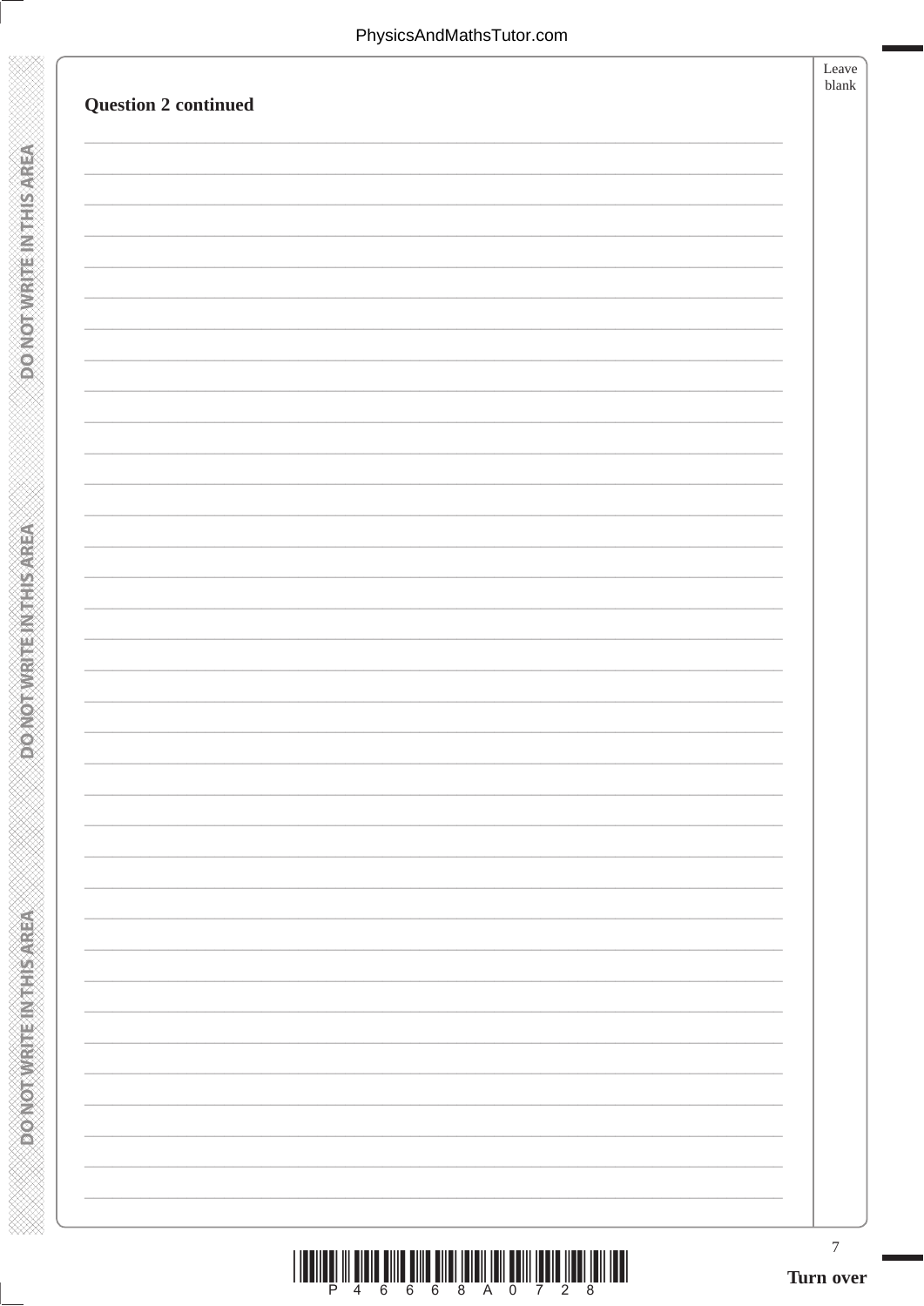**Question 2 continued**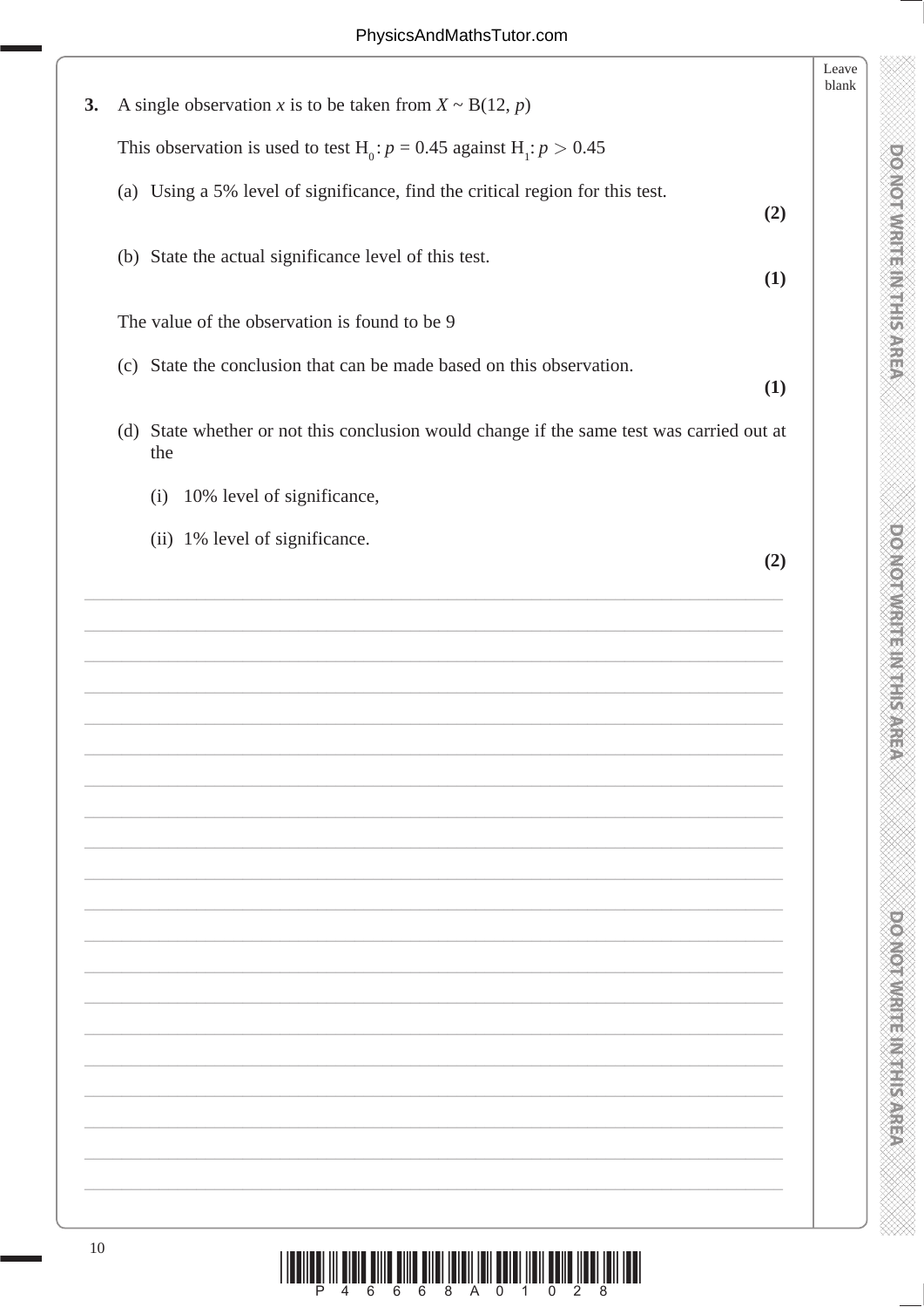**3.** A single observation $x$ is to be taken from $X \sim \text{B}(12, p)$

This observation is used to test $\text{H}_0: p = 0.45$ against $\text{H}_1: p > 0.45$

(a) Using a 5% level of significance, find the critical region for this test. **(2)**

(b) State the actual significance level of this test. **(1)**

The value of the observation is found to be 9

(c) State the conclusion that can be made based on this observation. **(1)**

(d) State whether or not this conclusion would change if the same test was carried out at the

(i) 10% level of significance,

(ii) 1% level of significance. **(2)**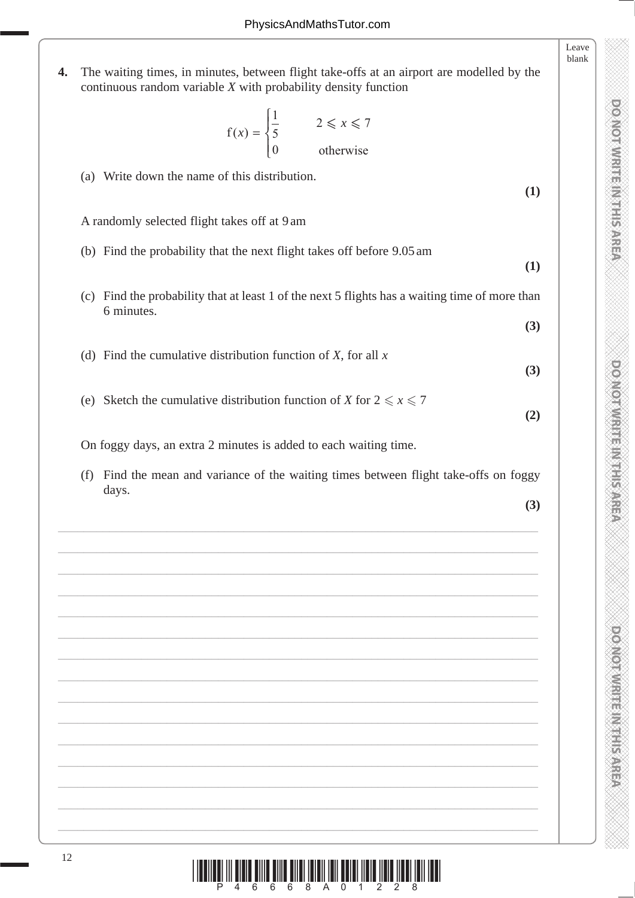**4.** The waiting times, in minutes, between flight take-offs at an airport are modelled by the continuous random variable $X$ with probability density function

$$f(x) = \begin{cases} \dfrac{1}{5} & 2 \leqslant x \leqslant 7 \\ 0 & \text{otherwise} \end{cases}$$

(a) Write down the name of this distribution.

**(1)**

A randomly selected flight takes off at 9 am

(b) Find the probability that the next flight takes off before 9.05 am

**(1)**

(c) Find the probability that at least 1 of the next 5 flights has a waiting time of more than 6 minutes.

**(3)**

(d) Find the cumulative distribution function of $X$, for all $x$

**(3)**

(e) Sketch the cumulative distribution function of $X$ for $2 \leqslant x \leqslant 7$

**(2)**

On foggy days, an extra 2 minutes is added to each waiting time.

(f) Find the mean and variance of the waiting times between flight take-offs on foggy days.

**(3)**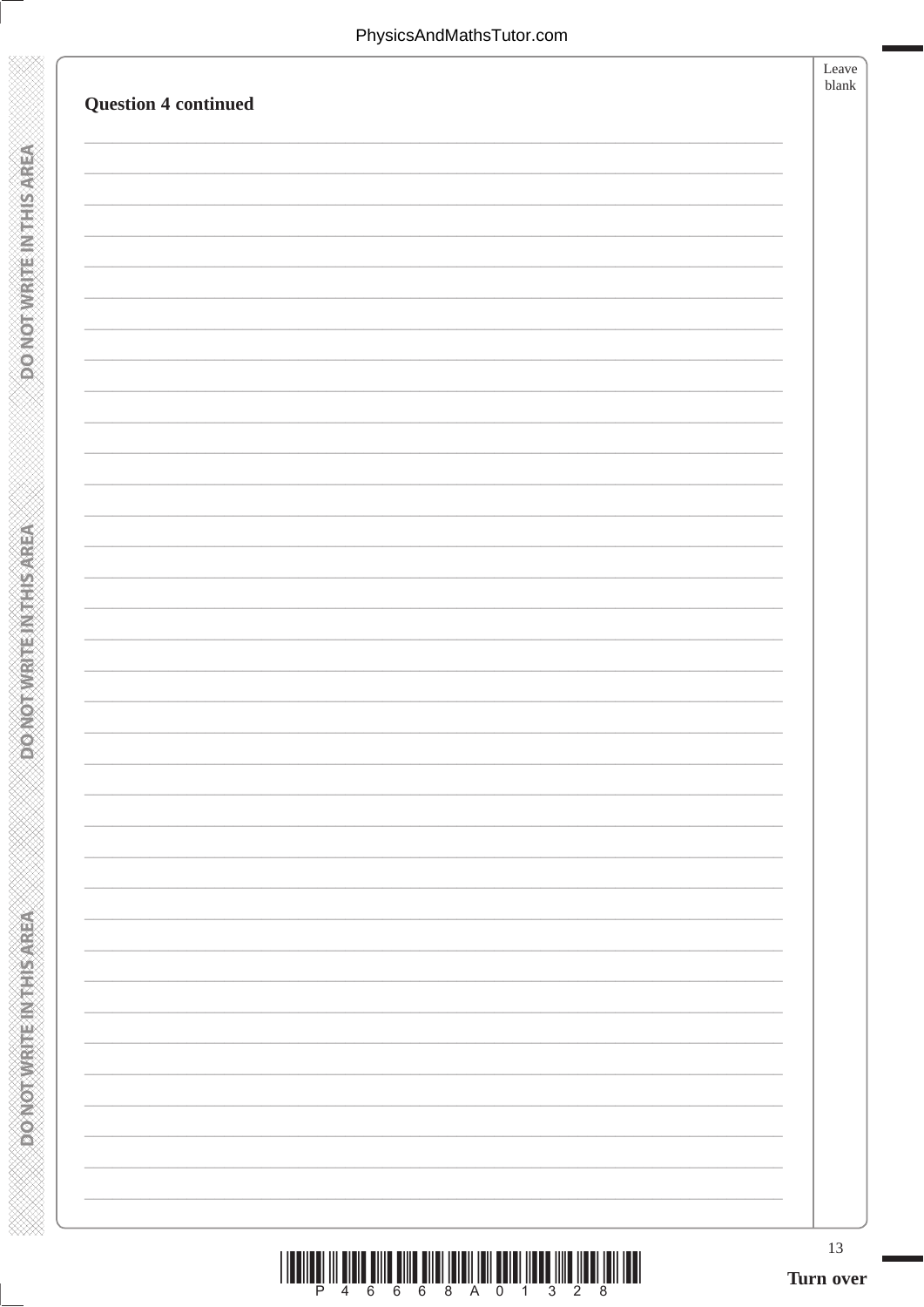**Question 4 continued**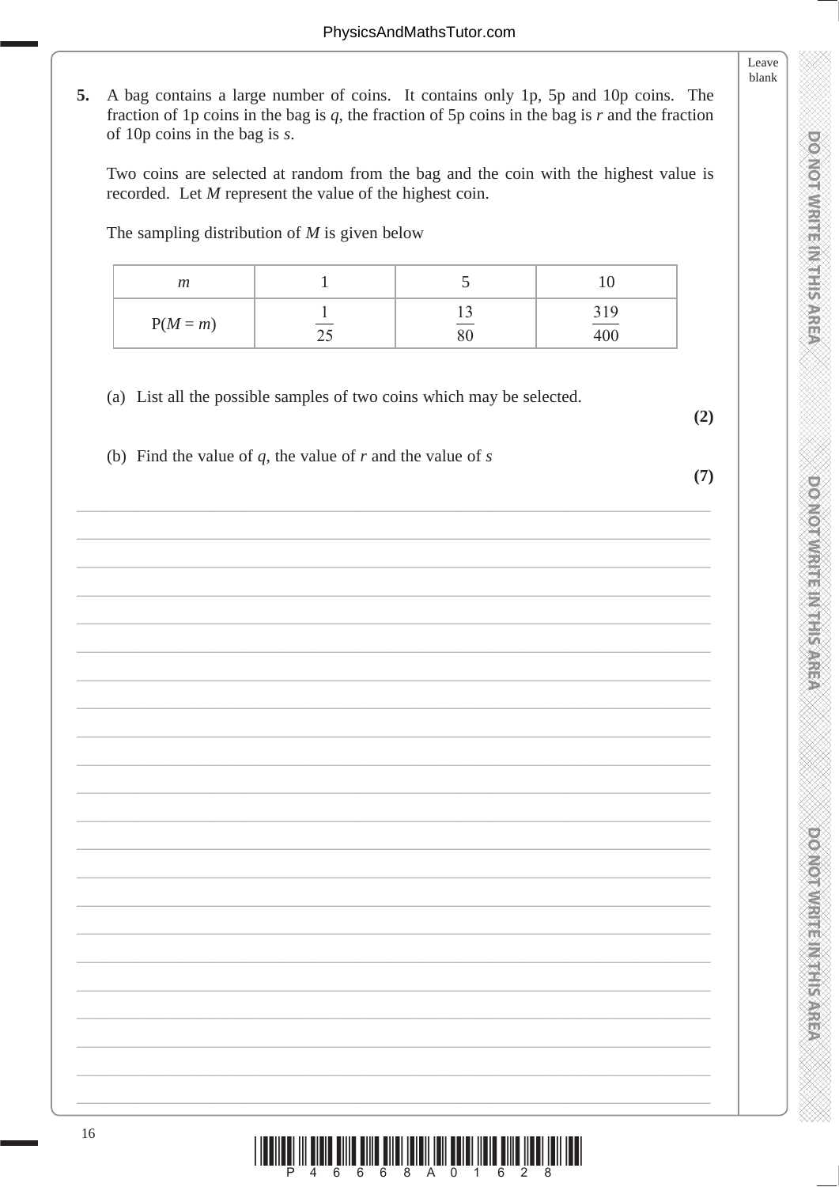**5.** A bag contains a large number of coins. It contains only 1p, 5p and 10p coins. The fraction of 1p coins in the bag is $q$, the fraction of 5p coins in the bag is $r$ and the fraction of 10p coins in the bag is $s$.

Two coins are selected at random from the bag and the coin with the highest value is recorded. Let $M$ represent the value of the highest coin.

The sampling distribution of $M$ is given below

| $m$ | 1 | 5 | 10 |
|---|---|---|---|
| $\mathrm{P}(M = m)$ | $\frac{1}{25}$ | $\frac{13}{80}$ | $\frac{319}{400}$ |

(a) List all the possible samples of two coins which may be selected.

**(2)**

(b) Find the value of $q$, the value of $r$ and the value of $s$

**(7)**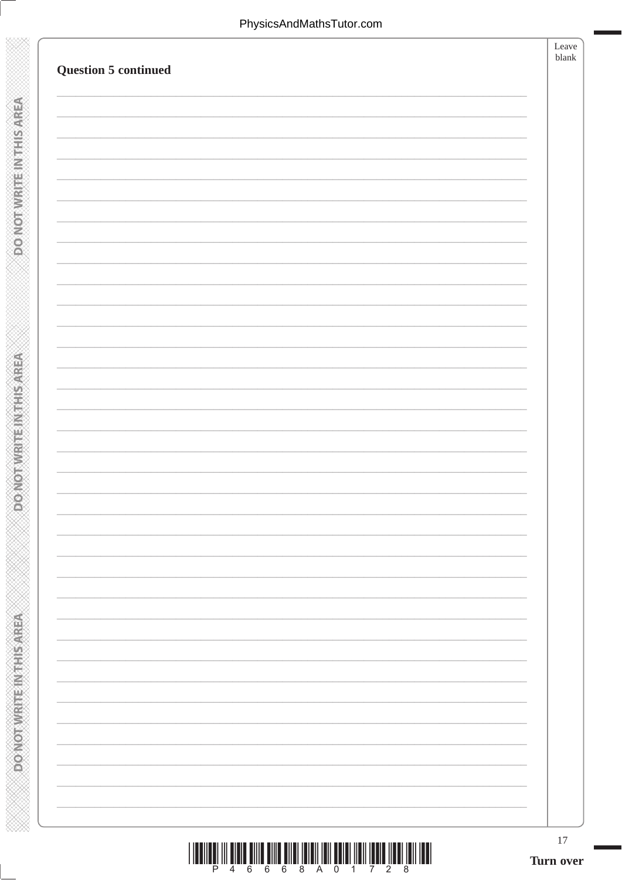**Question 5 continued**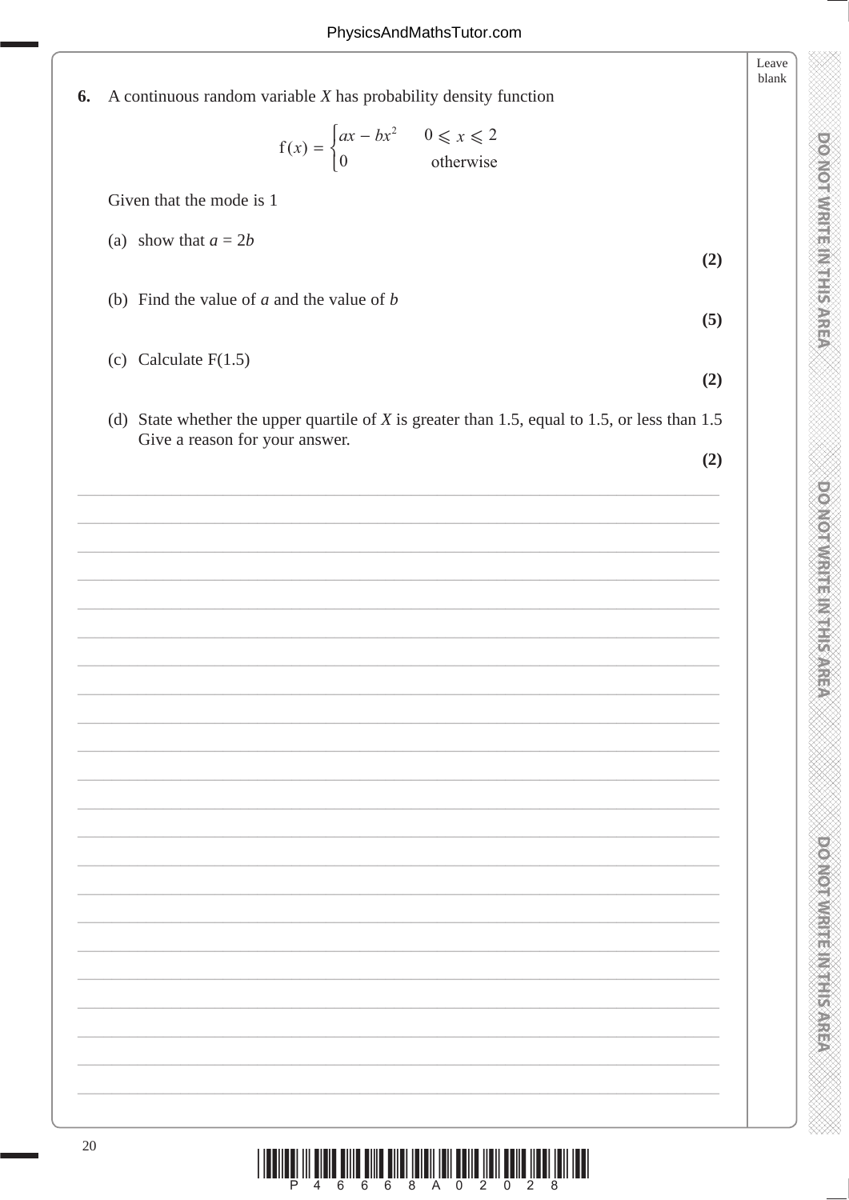**6.** A continuous random variable $X$ has probability density function

$$f(x) = \begin{cases} ax - bx^2 & 0 \leqslant x \leqslant 2 \\ 0 & \text{otherwise} \end{cases}$$

Given that the mode is 1

(a) show that $a = 2b$ **(2)**

(b) Find the value of $a$ and the value of $b$ **(5)**

(c) Calculate $F(1.5)$ **(2)**

(d) State whether the upper quartile of $X$ is greater than 1.5, equal to 1.5, or less than 1.5
Give a reason for your answer. **(2)**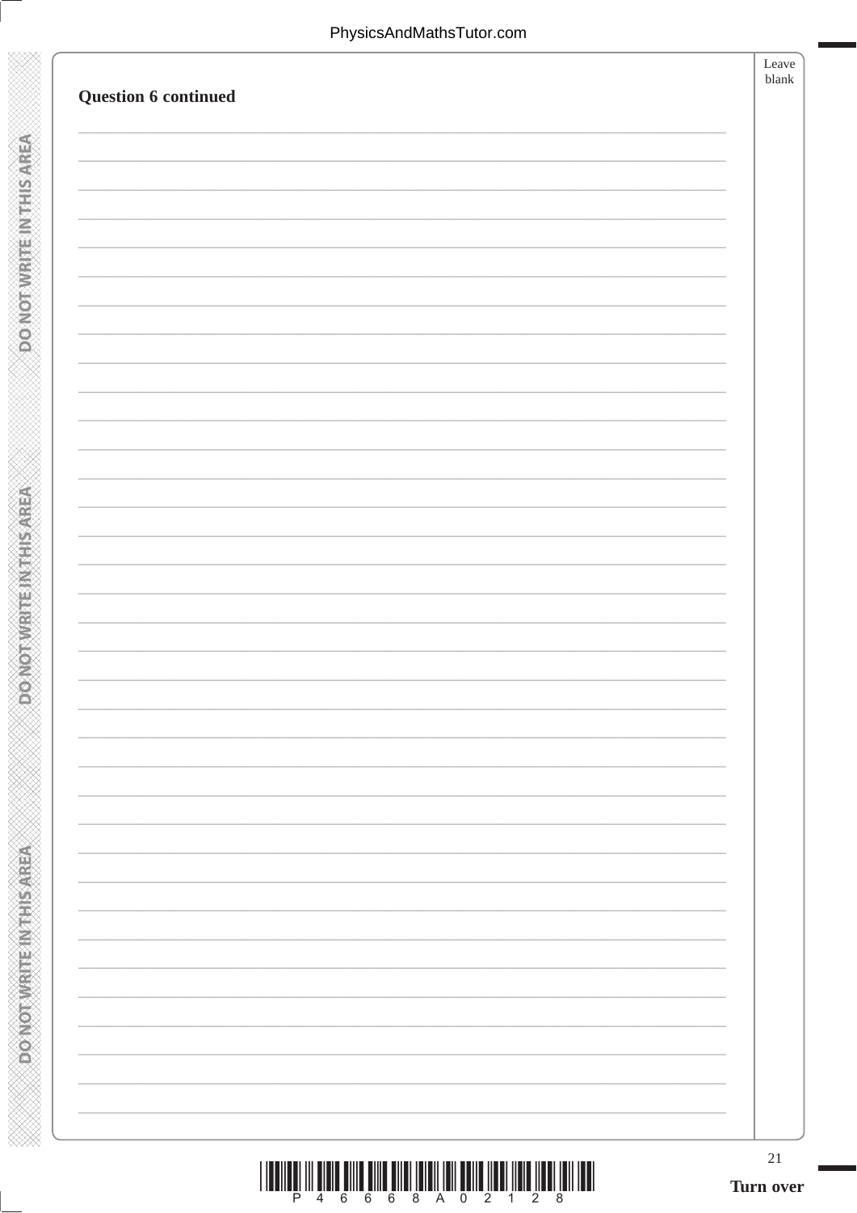**Question 6 continued**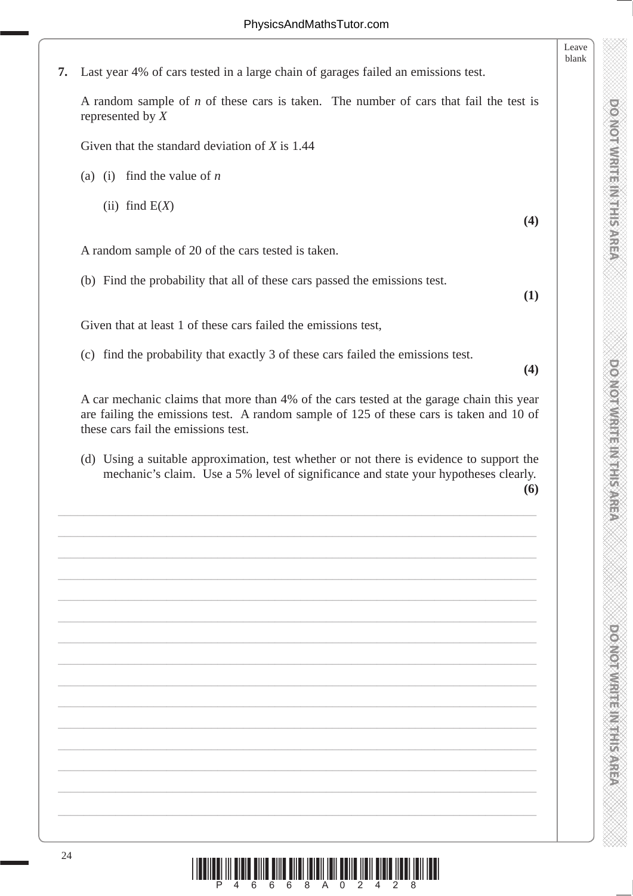**7.** Last year 4% of cars tested in a large chain of garages failed an emissions test.

A random sample of $n$ of these cars is taken. The number of cars that fail the test is represented by $X$

Given that the standard deviation of $X$ is 1.44

(a) (i) find the value of $n$

(ii) find $\mathrm{E}(X)$

**(4)**

A random sample of 20 of the cars tested is taken.

(b) Find the probability that all of these cars passed the emissions test.

**(1)**

Given that at least 1 of these cars failed the emissions test,

(c) find the probability that exactly 3 of these cars failed the emissions test.

**(4)**

A car mechanic claims that more than 4% of the cars tested at the garage chain this year are failing the emissions test. A random sample of 125 of these cars is taken and 10 of these cars fail the emissions test.

(d) Using a suitable approximation, test whether or not there is evidence to support the mechanic's claim. Use a 5% level of significance and state your hypotheses clearly.

**(6)**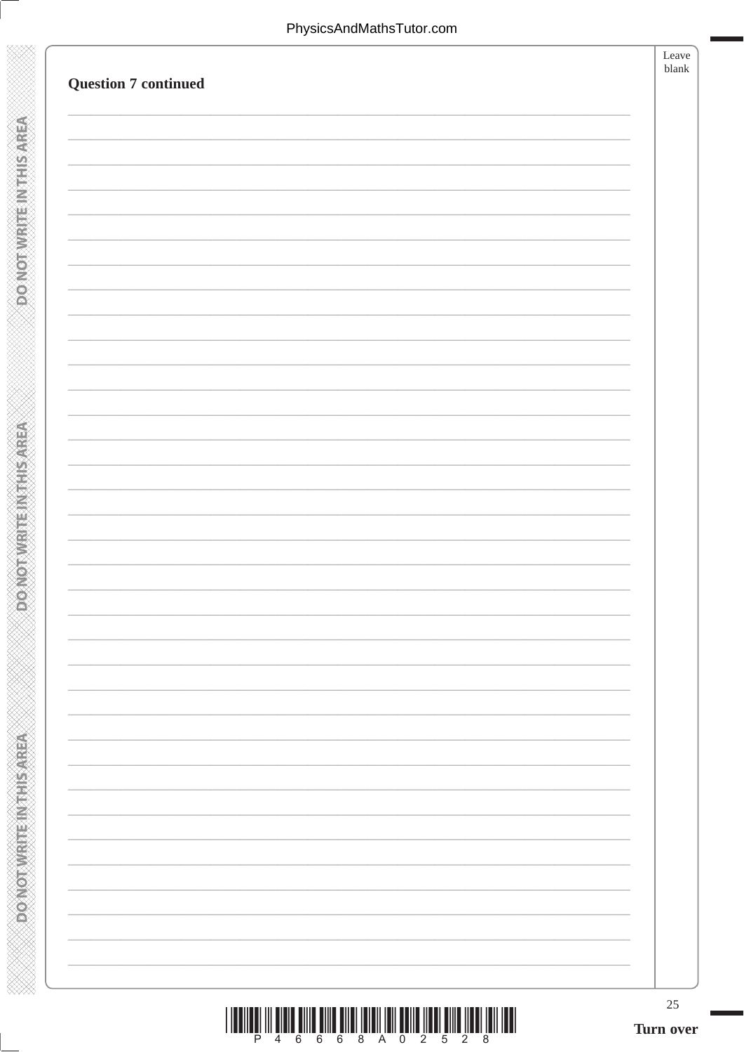**Question 7 continued**